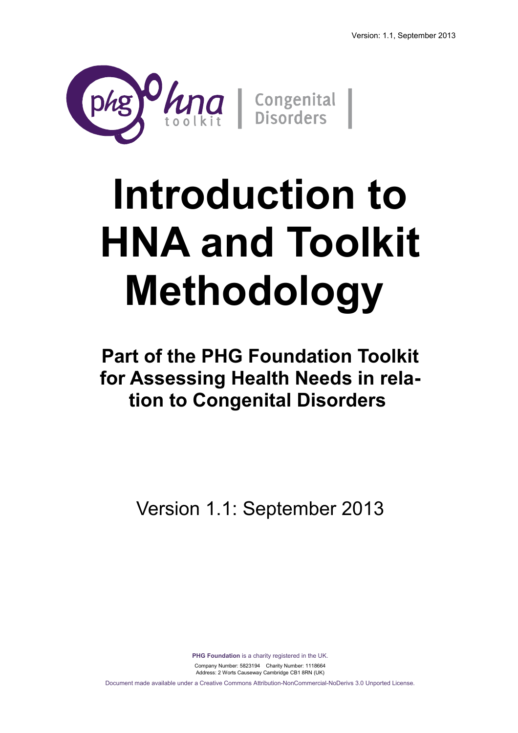Version: 1.1, September 2013

phg hna toolkit | Congenital Disorders

# Introduction to HNA and Toolkit Methodology

## Part of the PHG Foundation Toolkit for Assessing Health Needs in relation to Congenital Disorders

Version 1.1: September 2013

**PHG Foundation** is a charity registered in the UK.

Company Number: 5823194 Charity Number: 1118664

Address: 2 Worts Causeway Cambridge CB1 8RN (UK)

Document made available under a Creative Commons Attribution-NonCommercial-NoDerivs 3.0 Unported License.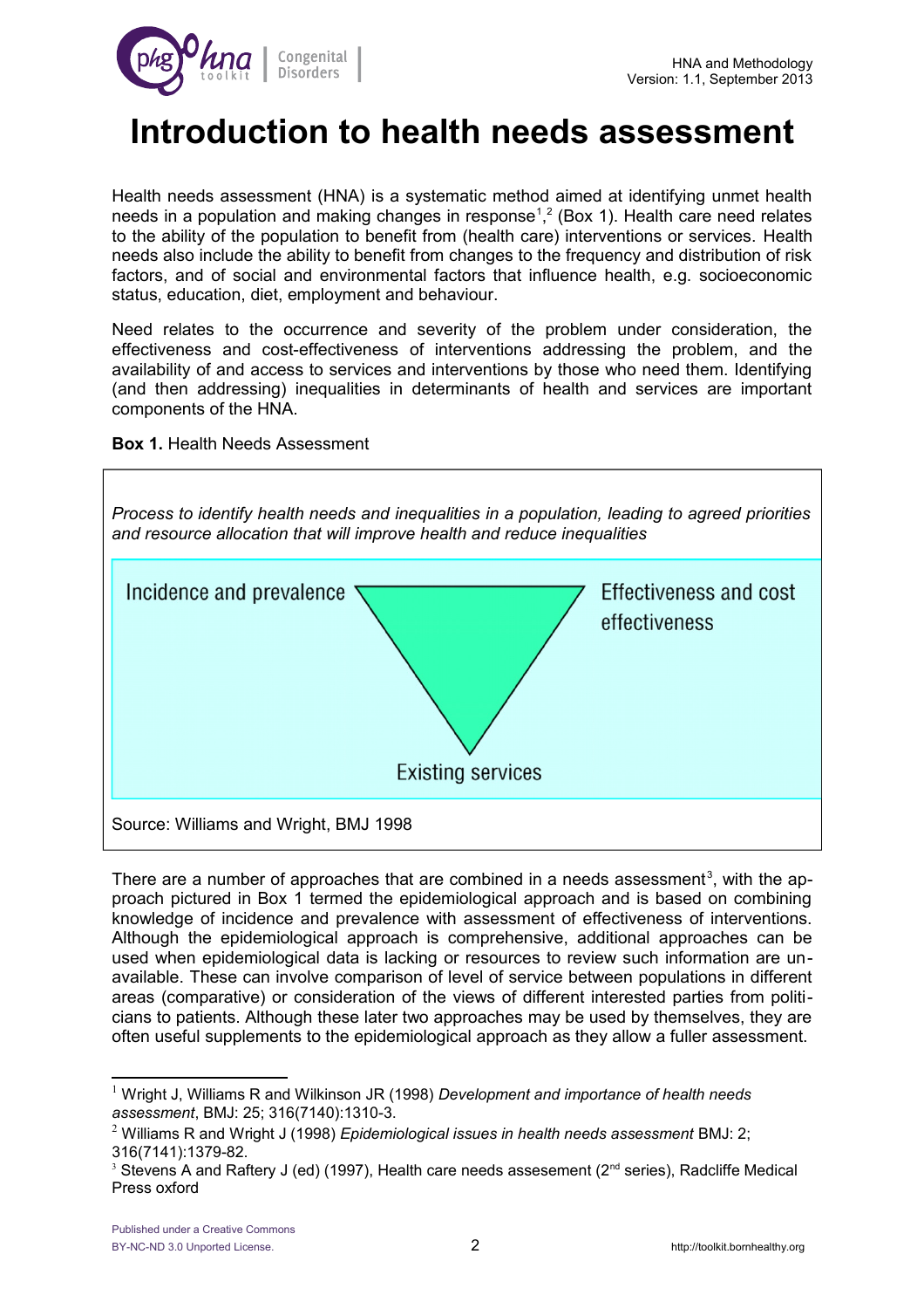# Introduction to health needs assessment

Health needs assessment (HNA) is a systematic method aimed at identifying unmet health needs in a population and making changes in response[1],[2] (Box 1). Health care need relates to the ability of the population to benefit from (health care) interventions or services. Health needs also include the ability to benefit from changes to the frequency and distribution of risk factors, and of social and environmental factors that influence health, e.g. socioeconomic status, education, diet, employment and behaviour.

Need relates to the occurrence and severity of the problem under consideration, the effectiveness and cost-effectiveness of interventions addressing the problem, and the availability of and access to services and interventions by those who need them. Identifying (and then addressing) inequalities in determinants of health and services are important components of the HNA.

**Box 1.** Health Needs Assessment

*Process to identify health needs and inequalities in a population, leading to agreed priorities and resource allocation that will improve health and reduce inequalities*

Incidence and prevalence

Effectiveness and cost effectiveness

Existing services

Source: Williams and Wright, BMJ 1998

There are a number of approaches that are combined in a needs assessment[3], with the approach pictured in Box 1 termed the epidemiological approach and is based on combining knowledge of incidence and prevalence with assessment of effectiveness of interventions. Although the epidemiological approach is comprehensive, additional approaches can be used when epidemiological data is lacking or resources to review such information are unavailable. These can involve comparison of level of service between populations in different areas (comparative) or consideration of the views of different interested parties from politicians to patients. Although these later two approaches may be used by themselves, they are often useful supplements to the epidemiological approach as they allow a fuller assessment.

---

[1] Wright J, Williams R and Wilkinson JR (1998) *Development and importance of health needs assessment*, BMJ: 25; 316(7140):1310-3.

[2] Williams R and Wright J (1998) *Epidemiological issues in health needs assessment* BMJ: 2; 316(7141):1379-82.

[3] Stevens A and Raftery J (ed) (1997), Health care needs assesement (2nd series), Radcliffe Medical Press oxford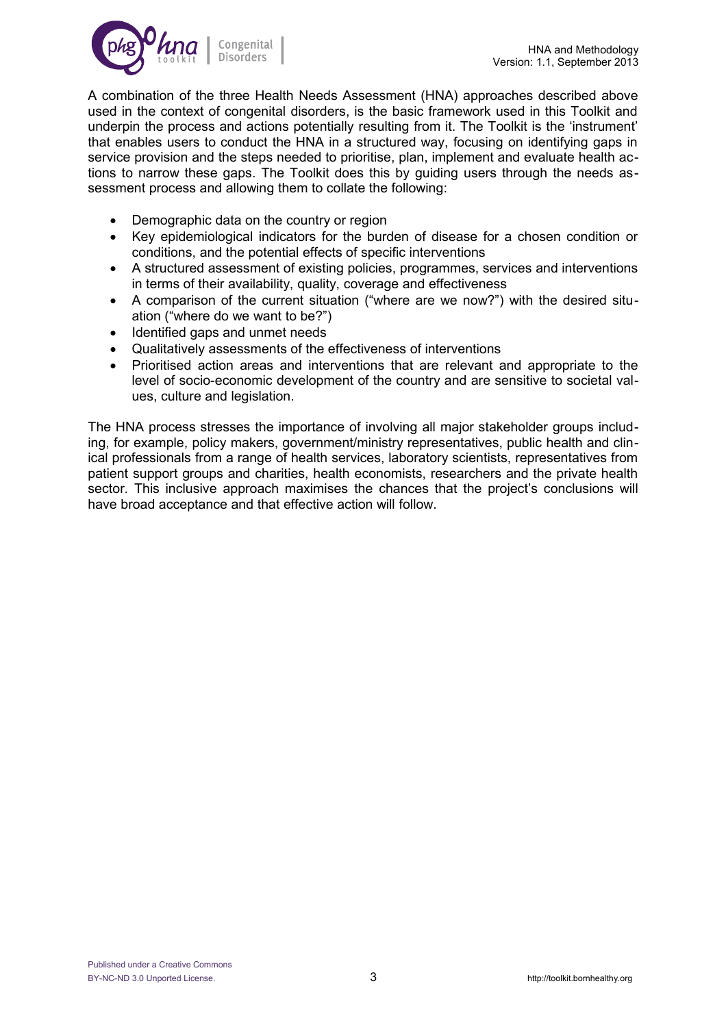A combination of the three Health Needs Assessment (HNA) approaches described above used in the context of congenital disorders, is the basic framework used in this Toolkit and underpin the process and actions potentially resulting from it. The Toolkit is the 'instrument' that enables users to conduct the HNA in a structured way, focusing on identifying gaps in service provision and the steps needed to prioritise, plan, implement and evaluate health actions to narrow these gaps. The Toolkit does this by guiding users through the needs assessment process and allowing them to collate the following:

- Demographic data on the country or region
- Key epidemiological indicators for the burden of disease for a chosen condition or conditions, and the potential effects of specific interventions
- A structured assessment of existing policies, programmes, services and interventions in terms of their availability, quality, coverage and effectiveness
- A comparison of the current situation ("where are we now?") with the desired situation ("where do we want to be?")
- Identified gaps and unmet needs
- Qualitatively assessments of the effectiveness of interventions
- Prioritised action areas and interventions that are relevant and appropriate to the level of socio-economic development of the country and are sensitive to societal values, culture and legislation.

The HNA process stresses the importance of involving all major stakeholder groups including, for example, policy makers, government/ministry representatives, public health and clinical professionals from a range of health services, laboratory scientists, representatives from patient support groups and charities, health economists, researchers and the private health sector. This inclusive approach maximises the chances that the project's conclusions will have broad acceptance and that effective action will follow.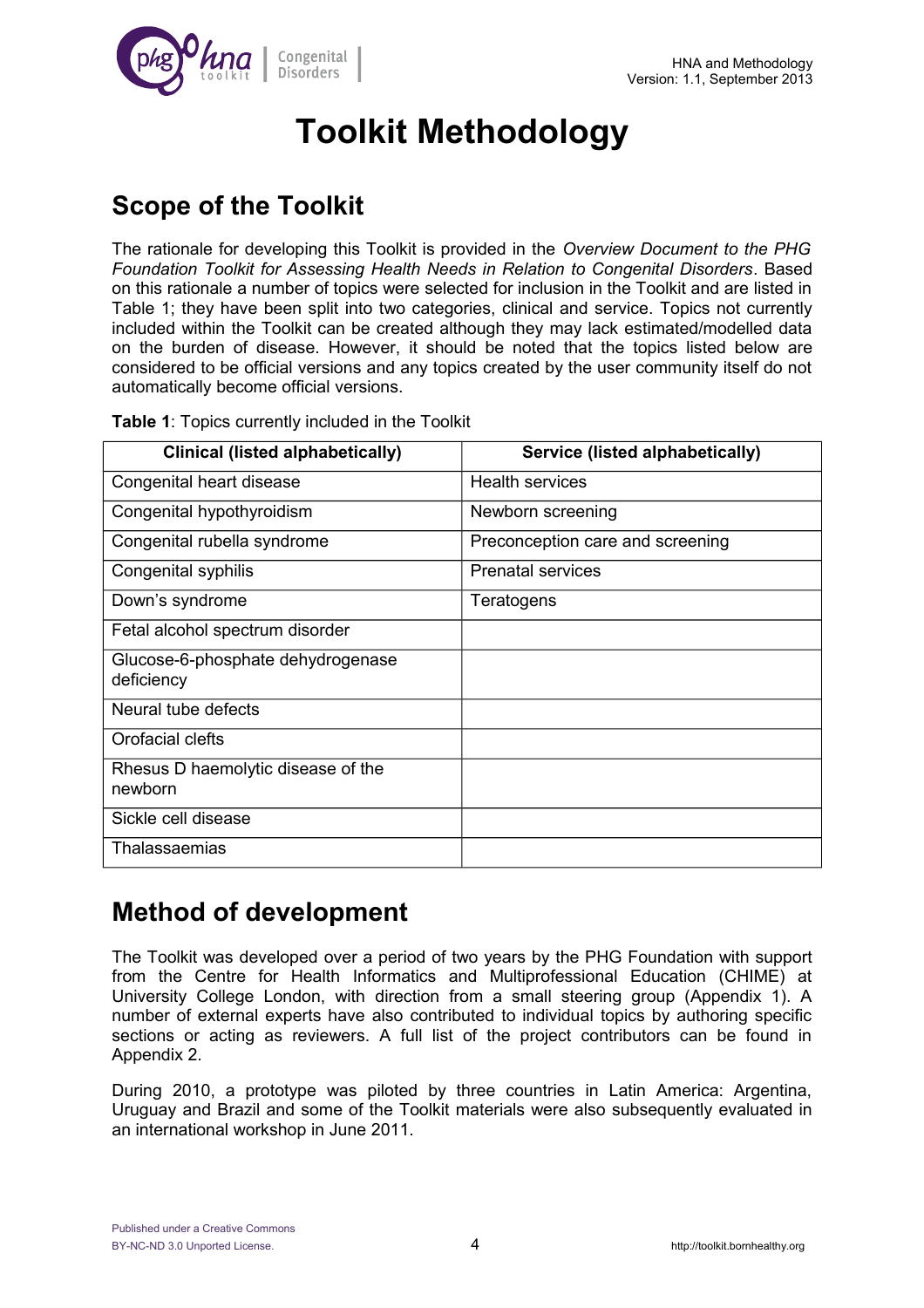# Toolkit Methodology

## Scope of the Toolkit

The rationale for developing this Toolkit is provided in the *Overview Document to the PHG Foundation Toolkit for Assessing Health Needs in Relation to Congenital Disorders*. Based on this rationale a number of topics were selected for inclusion in the Toolkit and are listed in Table 1; they have been split into two categories, clinical and service. Topics not currently included within the Toolkit can be created although they may lack estimated/modelled data on the burden of disease. However, it should be noted that the topics listed below are considered to be official versions and any topics created by the user community itself do not automatically become official versions.

**Table 1**: Topics currently included in the Toolkit

| Clinical (listed alphabetically) | Service (listed alphabetically) |
|---|---|
| Congenital heart disease | Health services |
| Congenital hypothyroidism | Newborn screening |
| Congenital rubella syndrome | Preconception care and screening |
| Congenital syphilis | Prenatal services |
| Down's syndrome | Teratogens |
| Fetal alcohol spectrum disorder | |
| Glucose-6-phosphate dehydrogenase deficiency | |
| Neural tube defects | |
| Orofacial clefts | |
| Rhesus D haemolytic disease of the newborn | |
| Sickle cell disease | |
| Thalassaemias | |

## Method of development

The Toolkit was developed over a period of two years by the PHG Foundation with support from the Centre for Health Informatics and Multiprofessional Education (CHIME) at University College London, with direction from a small steering group (Appendix 1). A number of external experts have also contributed to individual topics by authoring specific sections or acting as reviewers. A full list of the project contributors can be found in Appendix 2.

During 2010, a prototype was piloted by three countries in Latin America: Argentina, Uruguay and Brazil and some of the Toolkit materials were also subsequently evaluated in an international workshop in June 2011.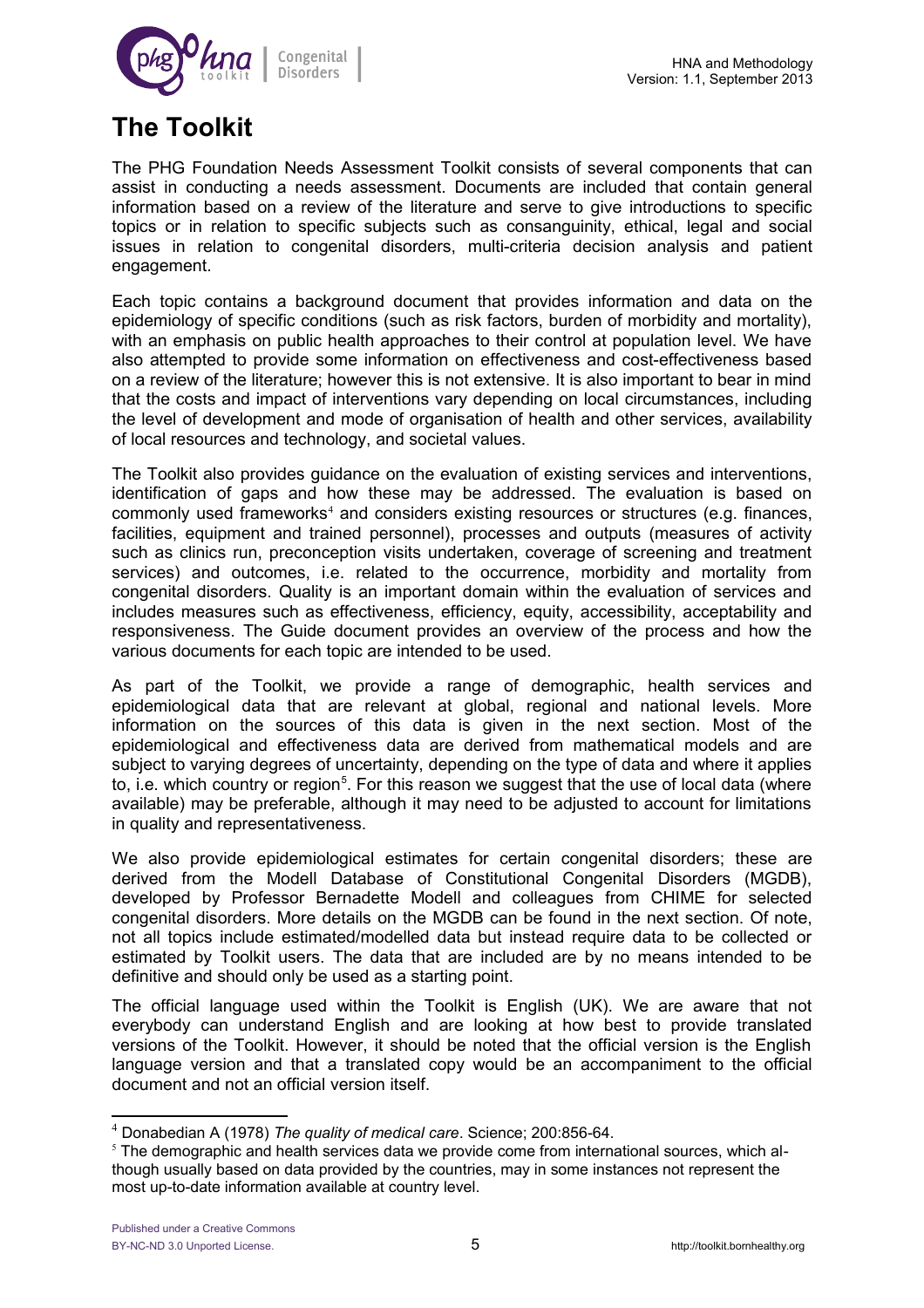# The Toolkit

The PHG Foundation Needs Assessment Toolkit consists of several components that can assist in conducting a needs assessment. Documents are included that contain general information based on a review of the literature and serve to give introductions to specific topics or in relation to specific subjects such as consanguinity, ethical, legal and social issues in relation to congenital disorders, multi-criteria decision analysis and patient engagement.

Each topic contains a background document that provides information and data on the epidemiology of specific conditions (such as risk factors, burden of morbidity and mortality), with an emphasis on public health approaches to their control at population level. We have also attempted to provide some information on effectiveness and cost-effectiveness based on a review of the literature; however this is not extensive. It is also important to bear in mind that the costs and impact of interventions vary depending on local circumstances, including the level of development and mode of organisation of health and other services, availability of local resources and technology, and societal values.

The Toolkit also provides guidance on the evaluation of existing services and interventions, identification of gaps and how these may be addressed. The evaluation is based on commonly used frameworks[4] and considers existing resources or structures (e.g. finances, facilities, equipment and trained personnel), processes and outputs (measures of activity such as clinics run, preconception visits undertaken, coverage of screening and treatment services) and outcomes, i.e. related to the occurrence, morbidity and mortality from congenital disorders. Quality is an important domain within the evaluation of services and includes measures such as effectiveness, efficiency, equity, accessibility, acceptability and responsiveness. The Guide document provides an overview of the process and how the various documents for each topic are intended to be used.

As part of the Toolkit, we provide a range of demographic, health services and epidemiological data that are relevant at global, regional and national levels. More information on the sources of this data is given in the next section. Most of the epidemiological and effectiveness data are derived from mathematical models and are subject to varying degrees of uncertainty, depending on the type of data and where it applies to, i.e. which country or region[5]. For this reason we suggest that the use of local data (where available) may be preferable, although it may need to be adjusted to account for limitations in quality and representativeness.

We also provide epidemiological estimates for certain congenital disorders; these are derived from the Modell Database of Constitutional Congenital Disorders (MGDB), developed by Professor Bernadette Modell and colleagues from CHIME for selected congenital disorders. More details on the MGDB can be found in the next section. Of note, not all topics include estimated/modelled data but instead require data to be collected or estimated by Toolkit users. The data that are included are by no means intended to be definitive and should only be used as a starting point.

The official language used within the Toolkit is English (UK). We are aware that not everybody can understand English and are looking at how best to provide translated versions of the Toolkit. However, it should be noted that the official version is the English language version and that a translated copy would be an accompaniment to the official document and not an official version itself.

---

[4] Donabedian A (1978) *The quality of medical care*. Science; 200:856-64.

[5] The demographic and health services data we provide come from international sources, which although usually based on data provided by the countries, may in some instances not represent the most up-to-date information available at country level.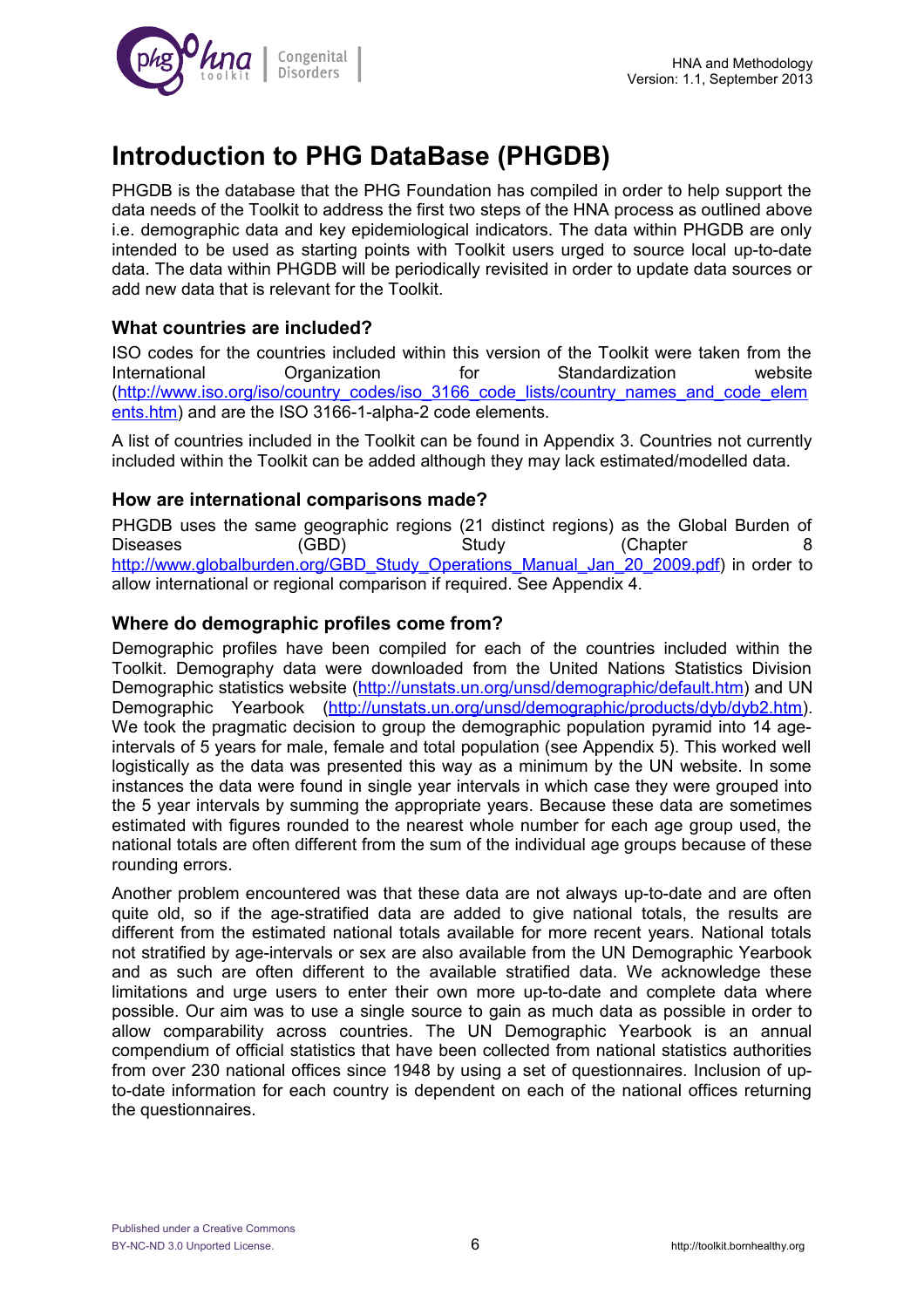# Introduction to PHG DataBase (PHGDB)

PHGDB is the database that the PHG Foundation has compiled in order to help support the data needs of the Toolkit to address the first two steps of the HNA process as outlined above i.e. demographic data and key epidemiological indicators. The data within PHGDB are only intended to be used as starting points with Toolkit users urged to source local up-to-date data. The data within PHGDB will be periodically revisited in order to update data sources or add new data that is relevant for the Toolkit.

### What countries are included?

ISO codes for the countries included within this version of the Toolkit were taken from the International Organization for Standardization website (http://www.iso.org/iso/country_codes/iso_3166_code_lists/country_names_and_code_elements.htm) and are the ISO 3166-1-alpha-2 code elements.

A list of countries included in the Toolkit can be found in Appendix 3. Countries not currently included within the Toolkit can be added although they may lack estimated/modelled data.

### How are international comparisons made?

PHGDB uses the same geographic regions (21 distinct regions) as the Global Burden of Diseases (GBD) Study (Chapter 8 http://www.globalburden.org/GBD_Study_Operations_Manual_Jan_20_2009.pdf) in order to allow international or regional comparison if required. See Appendix 4.

### Where do demographic profiles come from?

Demographic profiles have been compiled for each of the countries included within the Toolkit. Demography data were downloaded from the United Nations Statistics Division Demographic statistics website (http://unstats.un.org/unsd/demographic/default.htm) and UN Demographic Yearbook (http://unstats.un.org/unsd/demographic/products/dyb/dyb2.htm). We took the pragmatic decision to group the demographic population pyramid into 14 age-intervals of 5 years for male, female and total population (see Appendix 5). This worked well logistically as the data was presented this way as a minimum by the UN website. In some instances the data were found in single year intervals in which case they were grouped into the 5 year intervals by summing the appropriate years. Because these data are sometimes estimated with figures rounded to the nearest whole number for each age group used, the national totals are often different from the sum of the individual age groups because of these rounding errors.

Another problem encountered was that these data are not always up-to-date and are often quite old, so if the age-stratified data are added to give national totals, the results are different from the estimated national totals available for more recent years. National totals not stratified by age-intervals or sex are also available from the UN Demographic Yearbook and as such are often different to the available stratified data. We acknowledge these limitations and urge users to enter their own more up-to-date and complete data where possible. Our aim was to use a single source to gain as much data as possible in order to allow comparability across countries. The UN Demographic Yearbook is an annual compendium of official statistics that have been collected from national statistics authorities from over 230 national offices since 1948 by using a set of questionnaires. Inclusion of up-to-date information for each country is dependent on each of the national offices returning the questionnaires.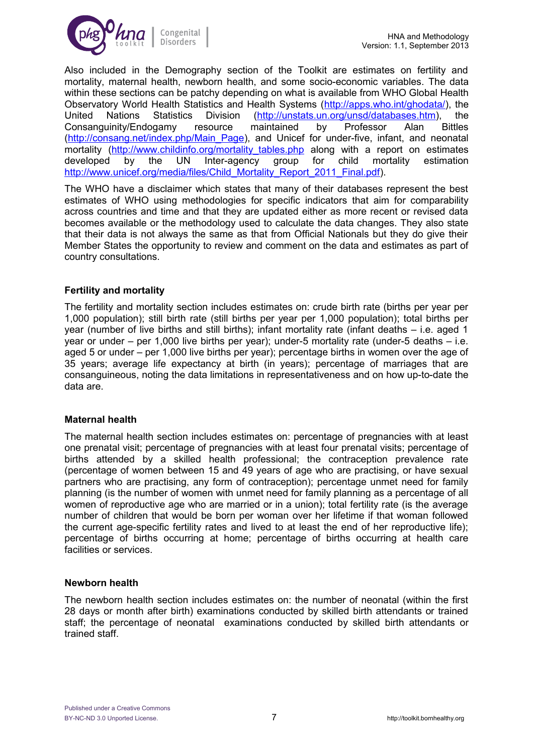Also included in the Demography section of the Toolkit are estimates on fertility and mortality, maternal health, newborn health, and some socio-economic variables. The data within these sections can be patchy depending on what is available from WHO Global Health Observatory World Health Statistics and Health Systems (http://apps.who.int/ghodata/), the United Nations Statistics Division (http://unstats.un.org/unsd/databases.htm), the Consanguinity/Endogamy resource maintained by Professor Alan Bittles (http://consang.net/index.php/Main_Page), and Unicef for under-five, infant, and neonatal mortality (http://www.childinfo.org/mortality_tables.php along with a report on estimates developed by the UN Inter-agency group for child mortality estimation http://www.unicef.org/media/files/Child_Mortality_Report_2011_Final.pdf).

The WHO have a disclaimer which states that many of their databases represent the best estimates of WHO using methodologies for specific indicators that aim for comparability across countries and time and that they are updated either as more recent or revised data becomes available or the methodology used to calculate the data changes. They also state that their data is not always the same as that from Official Nationals but they do give their Member States the opportunity to review and comment on the data and estimates as part of country consultations.

### Fertility and mortality

The fertility and mortality section includes estimates on: crude birth rate (births per year per 1,000 population); still birth rate (still births per year per 1,000 population); total births per year (number of live births and still births); infant mortality rate (infant deaths – i.e. aged 1 year or under – per 1,000 live births per year); under-5 mortality rate (under-5 deaths – i.e. aged 5 or under – per 1,000 live births per year); percentage births in women over the age of 35 years; average life expectancy at birth (in years); percentage of marriages that are consanguineous, noting the data limitations in representativeness and on how up-to-date the data are.

### Maternal health

The maternal health section includes estimates on: percentage of pregnancies with at least one prenatal visit; percentage of pregnancies with at least four prenatal visits; percentage of births attended by a skilled health professional; the contraception prevalence rate (percentage of women between 15 and 49 years of age who are practising, or have sexual partners who are practising, any form of contraception); percentage unmet need for family planning (is the number of women with unmet need for family planning as a percentage of all women of reproductive age who are married or in a union); total fertility rate (is the average number of children that would be born per woman over her lifetime if that woman followed the current age-specific fertility rates and lived to at least the end of her reproductive life); percentage of births occurring at home; percentage of births occurring at health care facilities or services.

### Newborn health

The newborn health section includes estimates on: the number of neonatal (within the first 28 days or month after birth) examinations conducted by skilled birth attendants or trained staff; the percentage of neonatal examinations conducted by skilled birth attendants or trained staff.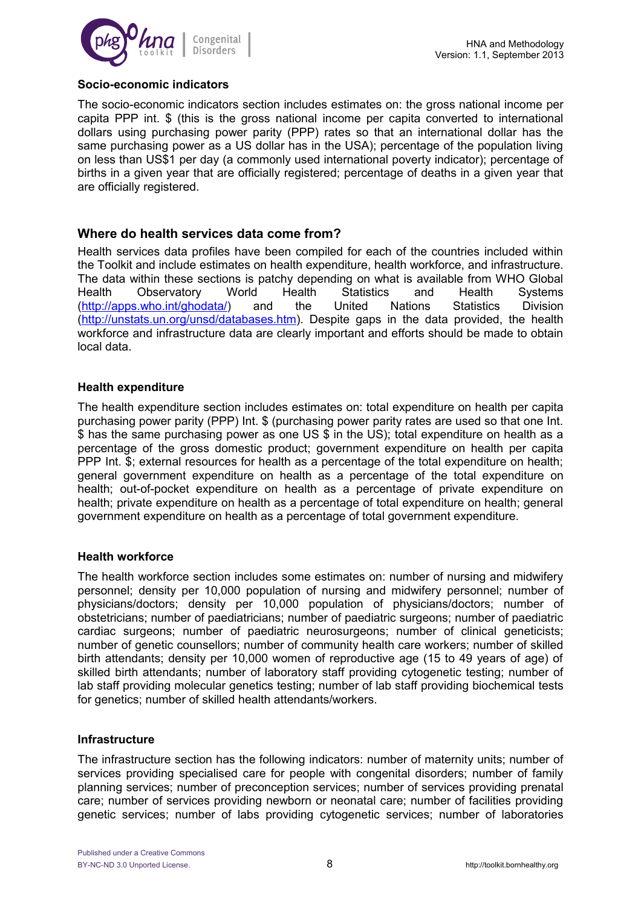### Socio-economic indicators

The socio-economic indicators section includes estimates on: the gross national income per capita PPP int. $ (this is the gross national income per capita converted to international dollars using purchasing power parity (PPP) rates so that an international dollar has the same purchasing power as a US dollar has in the USA); percentage of the population living on less than US$1 per day (a commonly used international poverty indicator); percentage of births in a given year that are officially registered; percentage of deaths in a given year that are officially registered.

## Where do health services data come from?

Health services data profiles have been compiled for each of the countries included within the Toolkit and include estimates on health expenditure, health workforce, and infrastructure. The data within these sections is patchy depending on what is available from WHO Global Health Observatory World Health Statistics and Health Systems (http://apps.who.int/ghodata/) and the United Nations Statistics Division (http://unstats.un.org/unsd/databases.htm). Despite gaps in the data provided, the health workforce and infrastructure data are clearly important and efforts should be made to obtain local data.

### Health expenditure

The health expenditure section includes estimates on: total expenditure on health per capita purchasing power parity (PPP) Int. $ (purchasing power parity rates are used so that one Int. $ has the same purchasing power as one US $ in the US); total expenditure on health as a percentage of the gross domestic product; government expenditure on health per capita PPP Int. $; external resources for health as a percentage of the total expenditure on health; general government expenditure on health as a percentage of the total expenditure on health; out-of-pocket expenditure on health as a percentage of private expenditure on health; private expenditure on health as a percentage of total expenditure on health; general government expenditure on health as a percentage of total government expenditure.

### Health workforce

The health workforce section includes some estimates on: number of nursing and midwifery personnel; density per 10,000 population of nursing and midwifery personnel; number of physicians/doctors; density per 10,000 population of physicians/doctors; number of obstetricians; number of paediatricians; number of paediatric surgeons; number of paediatric cardiac surgeons; number of paediatric neurosurgeons; number of clinical geneticists; number of genetic counsellors; number of community health care workers; number of skilled birth attendants; density per 10,000 women of reproductive age (15 to 49 years of age) of skilled birth attendants; number of laboratory staff providing cytogenetic testing; number of lab staff providing molecular genetics testing; number of lab staff providing biochemical tests for genetics; number of skilled health attendants/workers.

### Infrastructure

The infrastructure section has the following indicators: number of maternity units; number of services providing specialised care for people with congenital disorders; number of family planning services; number of preconception services; number of services providing prenatal care; number of services providing newborn or neonatal care; number of facilities providing genetic services; number of labs providing cytogenetic services; number of laboratories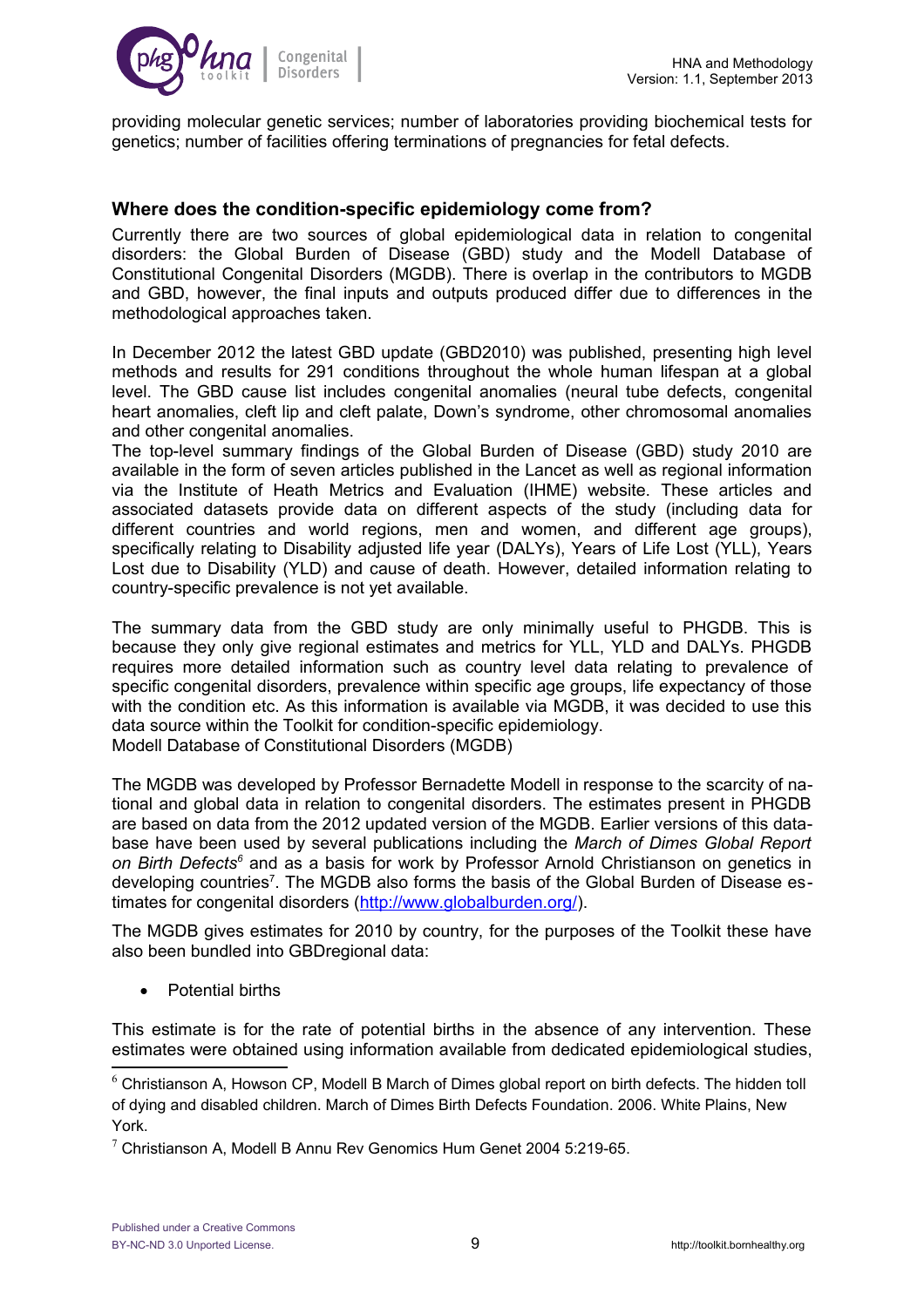providing molecular genetic services; number of laboratories providing biochemical tests for genetics; number of facilities offering terminations of pregnancies for fetal defects.

### Where does the condition-specific epidemiology come from?

Currently there are two sources of global epidemiological data in relation to congenital disorders: the Global Burden of Disease (GBD) study and the Modell Database of Constitutional Congenital Disorders (MGDB). There is overlap in the contributors to MGDB and GBD, however, the final inputs and outputs produced differ due to differences in the methodological approaches taken.

In December 2012 the latest GBD update (GBD2010) was published, presenting high level methods and results for 291 conditions throughout the whole human lifespan at a global level. The GBD cause list includes congenital anomalies (neural tube defects, congenital heart anomalies, cleft lip and cleft palate, Down's syndrome, other chromosomal anomalies and other congenital anomalies.

The top-level summary findings of the Global Burden of Disease (GBD) study 2010 are available in the form of seven articles published in the Lancet as well as regional information via the Institute of Heath Metrics and Evaluation (IHME) website. These articles and associated datasets provide data on different aspects of the study (including data for different countries and world regions, men and women, and different age groups), specifically relating to Disability adjusted life year (DALYs), Years of Life Lost (YLL), Years Lost due to Disability (YLD) and cause of death. However, detailed information relating to country-specific prevalence is not yet available.

The summary data from the GBD study are only minimally useful to PHGDB. This is because they only give regional estimates and metrics for YLL, YLD and DALYs. PHGDB requires more detailed information such as country level data relating to prevalence of specific congenital disorders, prevalence within specific age groups, life expectancy of those with the condition etc. As this information is available via MGDB, it was decided to use this data source within the Toolkit for condition-specific epidemiology.

Modell Database of Constitutional Disorders (MGDB)

The MGDB was developed by Professor Bernadette Modell in response to the scarcity of national and global data in relation to congenital disorders. The estimates present in PHGDB are based on data from the 2012 updated version of the MGDB. Earlier versions of this database have been used by several publications including the *March of Dimes Global Report on Birth Defects*[6] and as a basis for work by Professor Arnold Christianson on genetics in developing countries[7]. The MGDB also forms the basis of the Global Burden of Disease estimates for congenital disorders (http://www.globalburden.org/).

The MGDB gives estimates for 2010 by country, for the purposes of the Toolkit these have also been bundled into GBDregional data:

- Potential births

This estimate is for the rate of potential births in the absence of any intervention. These estimates were obtained using information available from dedicated epidemiological studies,

---

[6] Christianson A, Howson CP, Modell B March of Dimes global report on birth defects. The hidden toll of dying and disabled children. March of Dimes Birth Defects Foundation. 2006. White Plains, New York.

[7] Christianson A, Modell B Annu Rev Genomics Hum Genet 2004 5:219-65.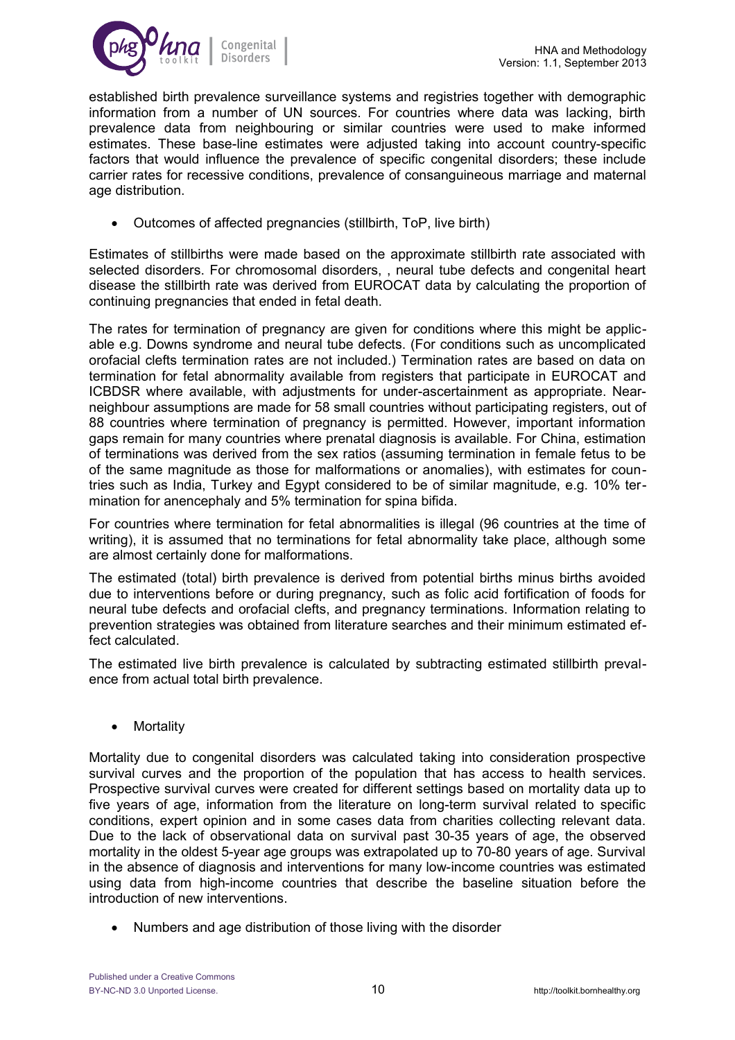established birth prevalence surveillance systems and registries together with demographic information from a number of UN sources. For countries where data was lacking, birth prevalence data from neighbouring or similar countries were used to make informed estimates. These base-line estimates were adjusted taking into account country-specific factors that would influence the prevalence of specific congenital disorders; these include carrier rates for recessive conditions, prevalence of consanguineous marriage and maternal age distribution.

- Outcomes of affected pregnancies (stillbirth, ToP, live birth)

Estimates of stillbirths were made based on the approximate stillbirth rate associated with selected disorders. For chromosomal disorders, , neural tube defects and congenital heart disease the stillbirth rate was derived from EUROCAT data by calculating the proportion of continuing pregnancies that ended in fetal death.

The rates for termination of pregnancy are given for conditions where this might be applicable e.g. Downs syndrome and neural tube defects. (For conditions such as uncomplicated orofacial clefts termination rates are not included.) Termination rates are based on data on termination for fetal abnormality available from registers that participate in EUROCAT and ICBDSR where available, with adjustments for under-ascertainment as appropriate. Near-neighbour assumptions are made for 58 small countries without participating registers, out of 88 countries where termination of pregnancy is permitted. However, important information gaps remain for many countries where prenatal diagnosis is available. For China, estimation of terminations was derived from the sex ratios (assuming termination in female fetus to be of the same magnitude as those for malformations or anomalies), with estimates for countries such as India, Turkey and Egypt considered to be of similar magnitude, e.g. 10% termination for anencephaly and 5% termination for spina bifida.

For countries where termination for fetal abnormalities is illegal (96 countries at the time of writing), it is assumed that no terminations for fetal abnormality take place, although some are almost certainly done for malformations.

The estimated (total) birth prevalence is derived from potential births minus births avoided due to interventions before or during pregnancy, such as folic acid fortification of foods for neural tube defects and orofacial clefts, and pregnancy terminations. Information relating to prevention strategies was obtained from literature searches and their minimum estimated effect calculated.

The estimated live birth prevalence is calculated by subtracting estimated stillbirth prevalence from actual total birth prevalence.

- Mortality

Mortality due to congenital disorders was calculated taking into consideration prospective survival curves and the proportion of the population that has access to health services. Prospective survival curves were created for different settings based on mortality data up to five years of age, information from the literature on long-term survival related to specific conditions, expert opinion and in some cases data from charities collecting relevant data. Due to the lack of observational data on survival past 30-35 years of age, the observed mortality in the oldest 5-year age groups was extrapolated up to 70-80 years of age. Survival in the absence of diagnosis and interventions for many low-income countries was estimated using data from high-income countries that describe the baseline situation before the introduction of new interventions.

- Numbers and age distribution of those living with the disorder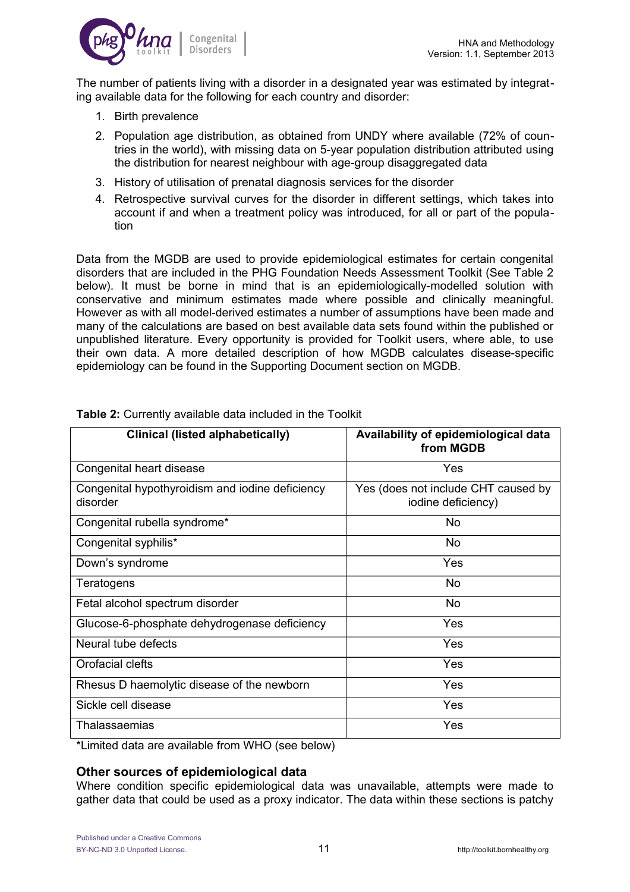The number of patients living with a disorder in a designated year was estimated by integrating available data for the following for each country and disorder:

1. Birth prevalence
2. Population age distribution, as obtained from UNDY where available (72% of countries in the world), with missing data on 5-year population distribution attributed using the distribution for nearest neighbour with age-group disaggregated data
3. History of utilisation of prenatal diagnosis services for the disorder
4. Retrospective survival curves for the disorder in different settings, which takes into account if and when a treatment policy was introduced, for all or part of the population

Data from the MGDB are used to provide epidemiological estimates for certain congenital disorders that are included in the PHG Foundation Needs Assessment Toolkit (See Table 2 below). It must be borne in mind that is an epidemiologically-modelled solution with conservative and minimum estimates made where possible and clinically meaningful. However as with all model-derived estimates a number of assumptions have been made and many of the calculations are based on best available data sets found within the published or unpublished literature. Every opportunity is provided for Toolkit users, where able, to use their own data. A more detailed description of how MGDB calculates disease-specific epidemiology can be found in the Supporting Document section on MGDB.

**Table 2:** Currently available data included in the Toolkit

| Clinical (listed alphabetically) | Availability of epidemiological data from MGDB |
|---|---|
| Congenital heart disease | Yes |
| Congenital hypothyroidism and iodine deficiency disorder | Yes (does not include CHT caused by iodine deficiency) |
| Congenital rubella syndrome* | No |
| Congenital syphilis* | No |
| Down's syndrome | Yes |
| Teratogens | No |
| Fetal alcohol spectrum disorder | No |
| Glucose-6-phosphate dehydrogenase deficiency | Yes |
| Neural tube defects | Yes |
| Orofacial clefts | Yes |
| Rhesus D haemolytic disease of the newborn | Yes |
| Sickle cell disease | Yes |
| Thalassaemias | Yes |

*Limited data are available from WHO (see below)

## Other sources of epidemiological data

Where condition specific epidemiological data was unavailable, attempts were made to gather data that could be used as a proxy indicator. The data within these sections is patchy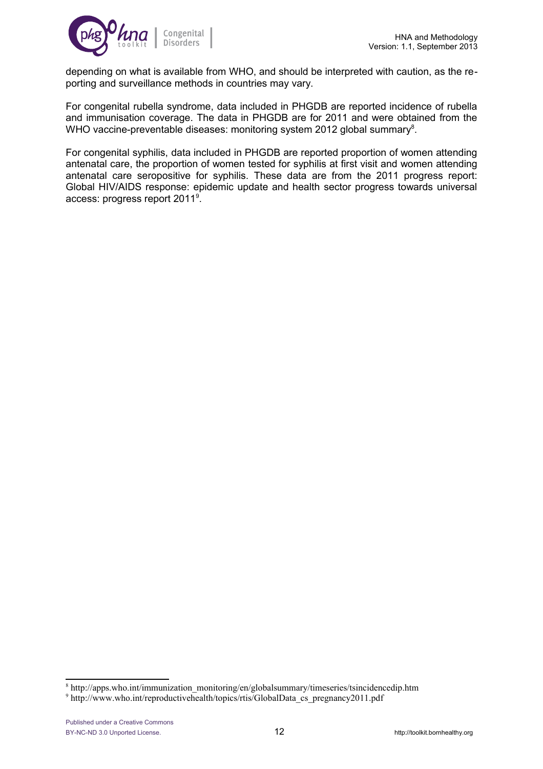depending on what is available from WHO, and should be interpreted with caution, as the reporting and surveillance methods in countries may vary.

For congenital rubella syndrome, data included in PHGDB are reported incidence of rubella and immunisation coverage. The data in PHGDB are for 2011 and were obtained from the WHO vaccine-preventable diseases: monitoring system 2012 global summary[8].

For congenital syphilis, data included in PHGDB are reported proportion of women attending antenatal care, the proportion of women tested for syphilis at first visit and women attending antenatal care seropositive for syphilis. These data are from the 2011 progress report: Global HIV/AIDS response: epidemic update and health sector progress towards universal access: progress report 2011[9].

---

[8] http://apps.who.int/immunization_monitoring/en/globalsummary/timeseries/tsincidencedip.htm

[9] http://www.who.int/reproductivehealth/topics/rtis/GlobalData_cs_pregnancy2011.pdf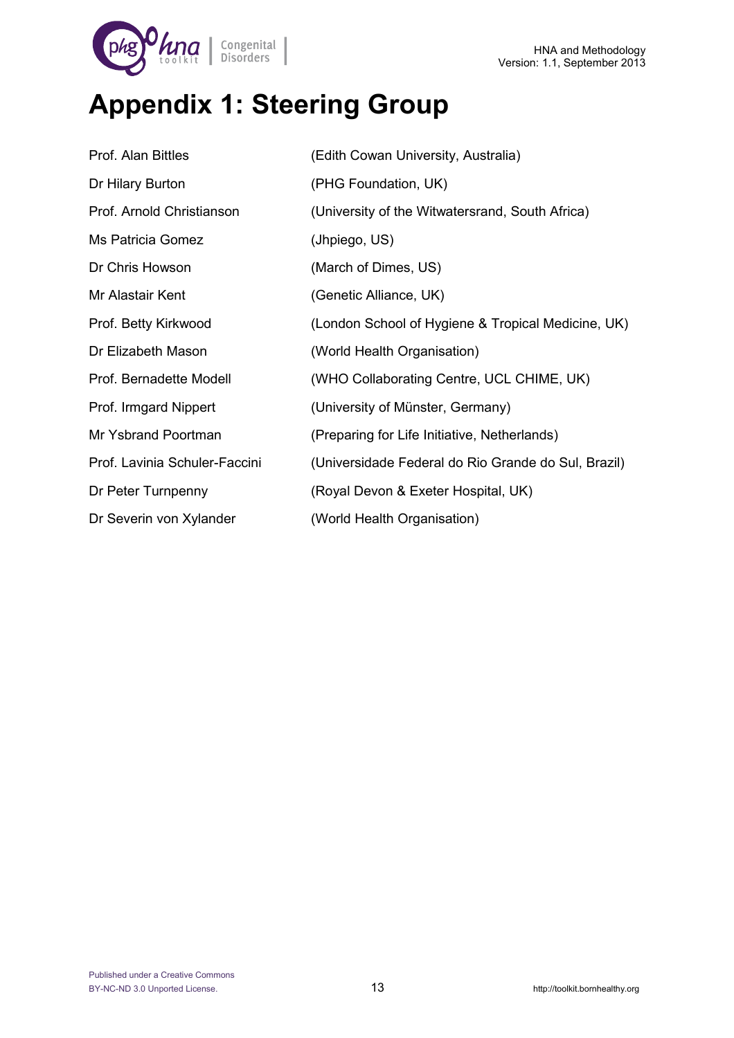# Appendix 1: Steering Group

| | |
|---|---|
| Prof. Alan Bittles | (Edith Cowan University, Australia) |
| Dr Hilary Burton | (PHG Foundation, UK) |
| Prof. Arnold Christianson | (University of the Witwatersrand, South Africa) |
| Ms Patricia Gomez | (Jhpiego, US) |
| Dr Chris Howson | (March of Dimes, US) |
| Mr Alastair Kent | (Genetic Alliance, UK) |
| Prof. Betty Kirkwood | (London School of Hygiene & Tropical Medicine, UK) |
| Dr Elizabeth Mason | (World Health Organisation) |
| Prof. Bernadette Modell | (WHO Collaborating Centre, UCL CHIME, UK) |
| Prof. Irmgard Nippert | (University of Münster, Germany) |
| Mr Ysbrand Poortman | (Preparing for Life Initiative, Netherlands) |
| Prof. Lavinia Schuler-Faccini | (Universidade Federal do Rio Grande do Sul, Brazil) |
| Dr Peter Turnpenny | (Royal Devon & Exeter Hospital, UK) |
| Dr Severin von Xylander | (World Health Organisation) |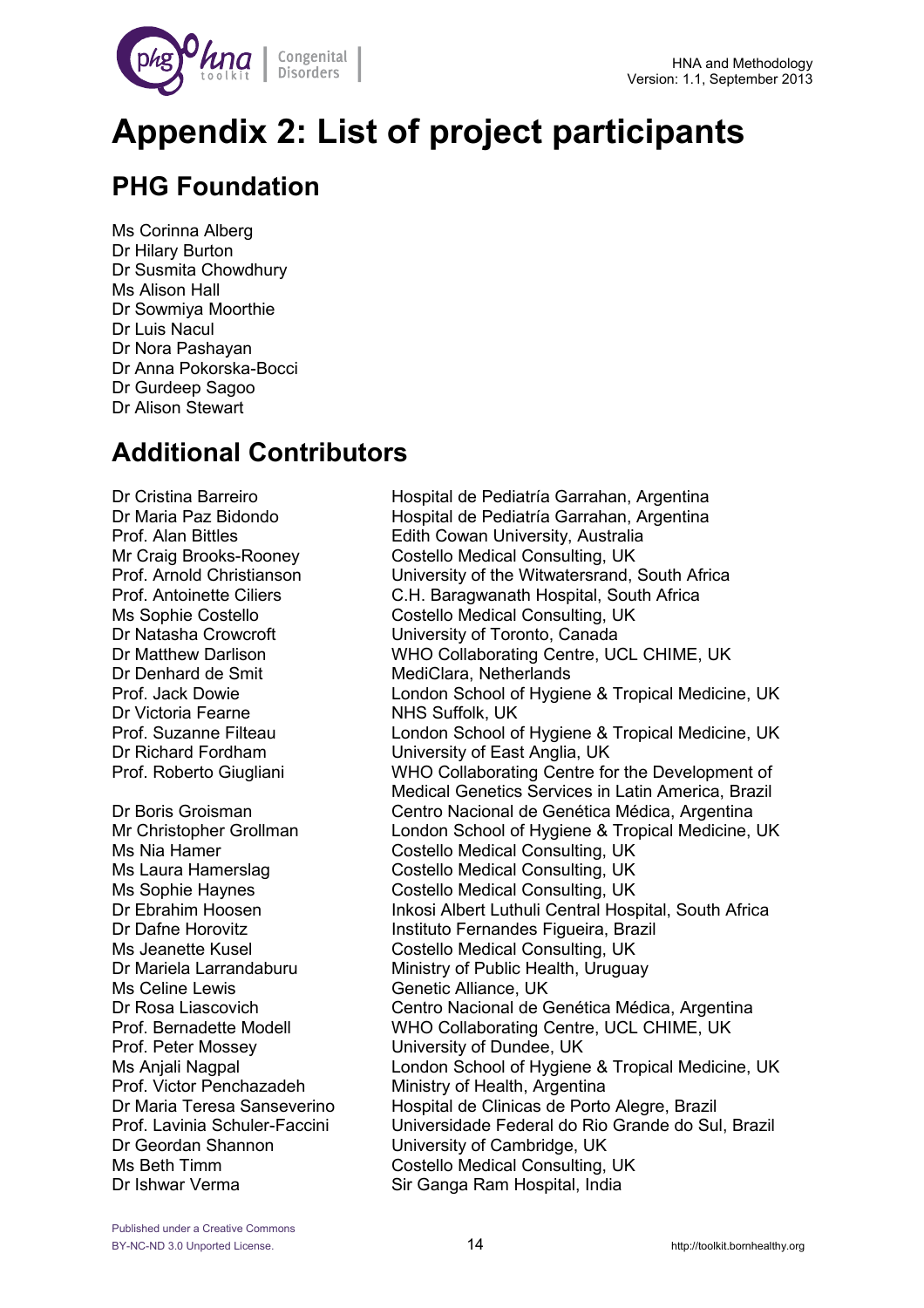# Appendix 2: List of project participants

## PHG Foundation

Ms Corinna Alberg
Dr Hilary Burton
Dr Susmita Chowdhury
Ms Alison Hall
Dr Sowmiya Moorthie
Dr Luis Nacul
Dr Nora Pashayan
Dr Anna Pokorska-Bocci
Dr Gurdeep Sagoo
Dr Alison Stewart

## Additional Contributors

| | |
|---|---|
| Dr Cristina Barreiro | Hospital de Pediatría Garrahan, Argentina |
| Dr Maria Paz Bidondo | Hospital de Pediatría Garrahan, Argentina |
| Prof. Alan Bittles | Edith Cowan University, Australia |
| Mr Craig Brooks-Rooney | Costello Medical Consulting, UK |
| Prof. Arnold Christianson | University of the Witwatersrand, South Africa |
| Prof. Antoinette Ciliers | C.H. Baragwanath Hospital, South Africa |
| Ms Sophie Costello | Costello Medical Consulting, UK |
| Dr Natasha Crowcroft | University of Toronto, Canada |
| Dr Matthew Darlison | WHO Collaborating Centre, UCL CHIME, UK |
| Dr Denhard de Smit | MediClara, Netherlands |
| Prof. Jack Dowie | London School of Hygiene & Tropical Medicine, UK |
| Dr Victoria Fearne | NHS Suffolk, UK |
| Prof. Suzanne Filteau | London School of Hygiene & Tropical Medicine, UK |
| Dr Richard Fordham | University of East Anglia, UK |
| Prof. Roberto Giugliani | WHO Collaborating Centre for the Development of Medical Genetics Services in Latin America, Brazil |
| Dr Boris Groisman | Centro Nacional de Genética Médica, Argentina |
| Mr Christopher Grollman | London School of Hygiene & Tropical Medicine, UK |
| Ms Nia Hamer | Costello Medical Consulting, UK |
| Ms Laura Hamerslag | Costello Medical Consulting, UK |
| Ms Sophie Haynes | Costello Medical Consulting, UK |
| Dr Ebrahim Hoosen | Inkosi Albert Luthuli Central Hospital, South Africa |
| Dr Dafne Horovitz | Instituto Fernandes Figueira, Brazil |
| Ms Jeanette Kusel | Costello Medical Consulting, UK |
| Dr Mariela Larrandaburu | Ministry of Public Health, Uruguay |
| Ms Celine Lewis | Genetic Alliance, UK |
| Dr Rosa Liascovich | Centro Nacional de Genética Médica, Argentina |
| Prof. Bernadette Modell | WHO Collaborating Centre, UCL CHIME, UK |
| Prof. Peter Mossey | University of Dundee, UK |
| Ms Anjali Nagpal | London School of Hygiene & Tropical Medicine, UK |
| Prof. Victor Penchazadeh | Ministry of Health, Argentina |
| Dr Maria Teresa Sanseverino | Hospital de Clinicas de Porto Alegre, Brazil |
| Prof. Lavinia Schuler-Faccini | Universidade Federal do Rio Grande do Sul, Brazil |
| Dr Geordan Shannon | University of Cambridge, UK |
| Ms Beth Timm | Costello Medical Consulting, UK |
| Dr Ishwar Verma | Sir Ganga Ram Hospital, India |

Published under a Creative Commons BY-NC-ND 3.0 Unported License.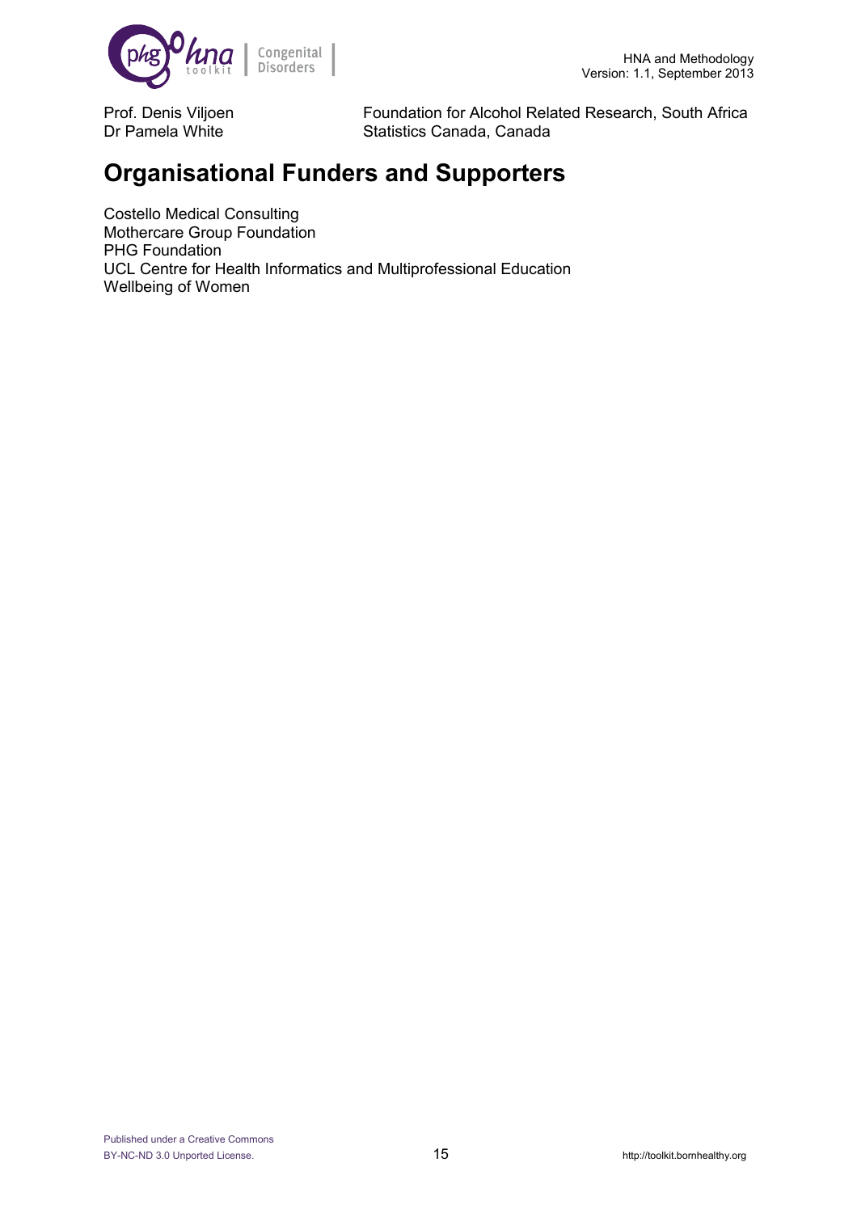| | |
|---|---|
| Prof. Denis Viljoen | Foundation for Alcohol Related Research, South Africa |
| Dr Pamela White | Statistics Canada, Canada |

# Organisational Funders and Supporters

Costello Medical Consulting
Mothercare Group Foundation
PHG Foundation
UCL Centre for Health Informatics and Multiprofessional Education
Wellbeing of Women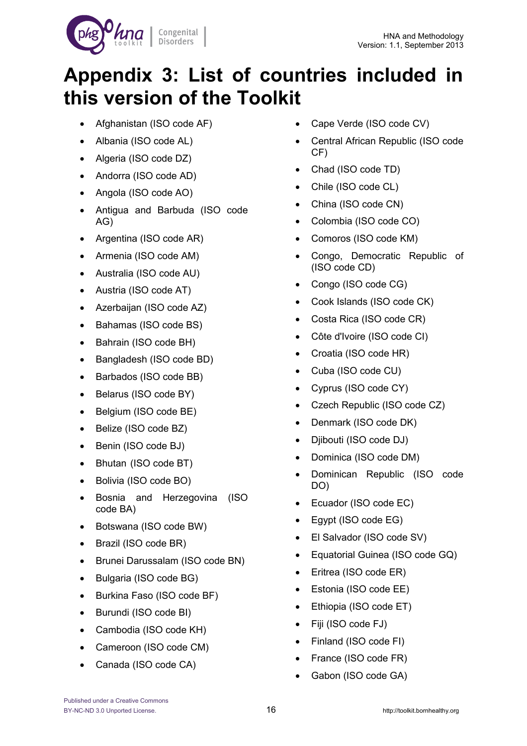# Appendix 3: List of countries included in this version of the Toolkit

- Afghanistan (ISO code AF)
- Albania (ISO code AL)
- Algeria (ISO code DZ)
- Andorra (ISO code AD)
- Angola (ISO code AO)
- Antigua and Barbuda (ISO code AG)
- Argentina (ISO code AR)
- Armenia (ISO code AM)
- Australia (ISO code AU)
- Austria (ISO code AT)
- Azerbaijan (ISO code AZ)
- Bahamas (ISO code BS)
- Bahrain (ISO code BH)
- Bangladesh (ISO code BD)
- Barbados (ISO code BB)
- Belarus (ISO code BY)
- Belgium (ISO code BE)
- Belize (ISO code BZ)
- Benin (ISO code BJ)
- Bhutan (ISO code BT)
- Bolivia (ISO code BO)
- Bosnia and Herzegovina (ISO code BA)
- Botswana (ISO code BW)
- Brazil (ISO code BR)
- Brunei Darussalam (ISO code BN)
- Bulgaria (ISO code BG)
- Burkina Faso (ISO code BF)
- Burundi (ISO code BI)
- Cambodia (ISO code KH)
- Cameroon (ISO code CM)
- Canada (ISO code CA)
- Cape Verde (ISO code CV)
- Central African Republic (ISO code CF)
- Chad (ISO code TD)
- Chile (ISO code CL)
- China (ISO code CN)
- Colombia (ISO code CO)
- Comoros (ISO code KM)
- Congo, Democratic Republic of (ISO code CD)
- Congo (ISO code CG)
- Cook Islands (ISO code CK)
- Costa Rica (ISO code CR)
- Côte d'Ivoire (ISO code CI)
- Croatia (ISO code HR)
- Cuba (ISO code CU)
- Cyprus (ISO code CY)
- Czech Republic (ISO code CZ)
- Denmark (ISO code DK)
- Djibouti (ISO code DJ)
- Dominica (ISO code DM)
- Dominican Republic (ISO code DO)
- Ecuador (ISO code EC)
- Egypt (ISO code EG)
- El Salvador (ISO code SV)
- Equatorial Guinea (ISO code GQ)
- Eritrea (ISO code ER)
- Estonia (ISO code EE)
- Ethiopia (ISO code ET)
- Fiji (ISO code FJ)
- Finland (ISO code FI)
- France (ISO code FR)
- Gabon (ISO code GA)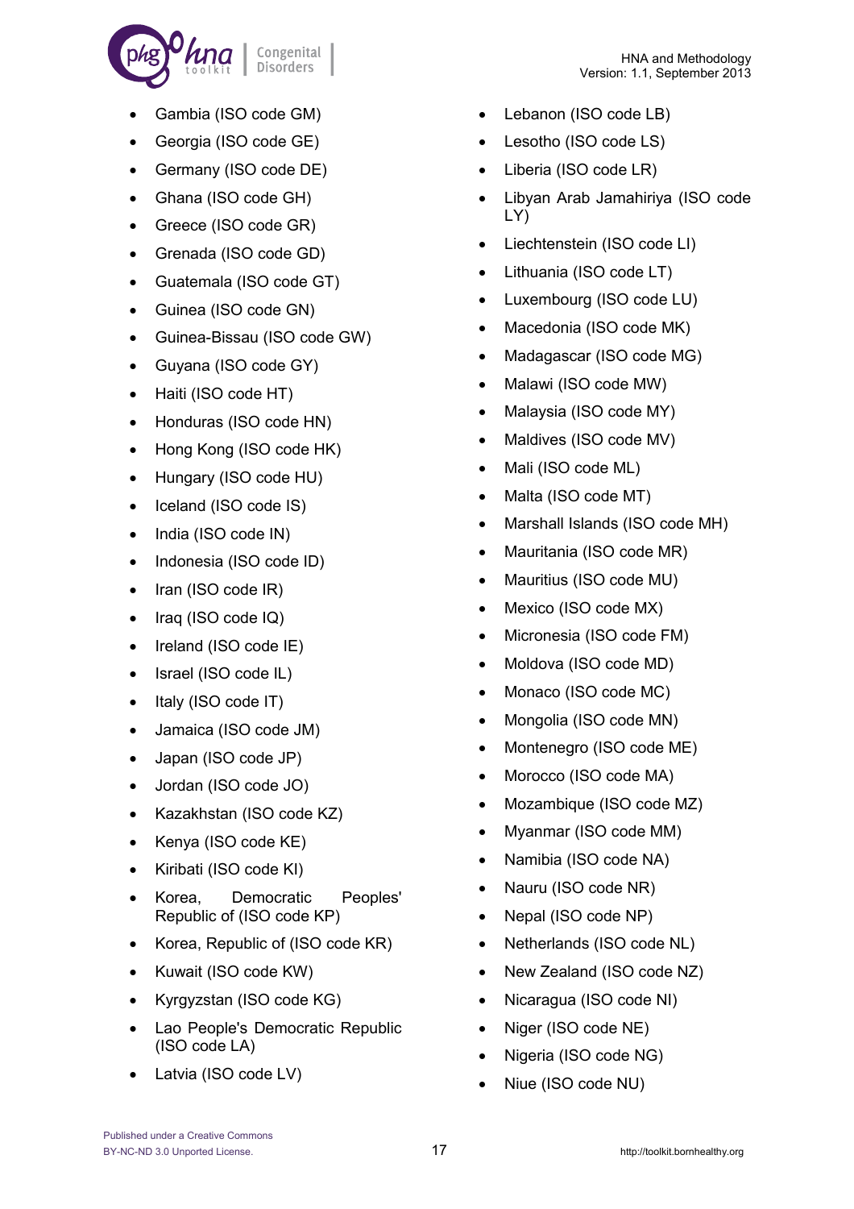- Gambia (ISO code GM)
- Georgia (ISO code GE)
- Germany (ISO code DE)
- Ghana (ISO code GH)
- Greece (ISO code GR)
- Grenada (ISO code GD)
- Guatemala (ISO code GT)
- Guinea (ISO code GN)
- Guinea-Bissau (ISO code GW)
- Guyana (ISO code GY)
- Haiti (ISO code HT)
- Honduras (ISO code HN)
- Hong Kong (ISO code HK)
- Hungary (ISO code HU)
- Iceland (ISO code IS)
- India (ISO code IN)
- Indonesia (ISO code ID)
- Iran (ISO code IR)
- Iraq (ISO code IQ)
- Ireland (ISO code IE)
- Israel (ISO code IL)
- Italy (ISO code IT)
- Jamaica (ISO code JM)
- Japan (ISO code JP)
- Jordan (ISO code JO)
- Kazakhstan (ISO code KZ)
- Kenya (ISO code KE)
- Kiribati (ISO code KI)
- Korea, Democratic Peoples' Republic of (ISO code KP)
- Korea, Republic of (ISO code KR)
- Kuwait (ISO code KW)
- Kyrgyzstan (ISO code KG)
- Lao People's Democratic Republic (ISO code LA)
- Latvia (ISO code LV)
- Lebanon (ISO code LB)
- Lesotho (ISO code LS)
- Liberia (ISO code LR)
- Libyan Arab Jamahiriya (ISO code LY)
- Liechtenstein (ISO code LI)
- Lithuania (ISO code LT)
- Luxembourg (ISO code LU)
- Macedonia (ISO code MK)
- Madagascar (ISO code MG)
- Malawi (ISO code MW)
- Malaysia (ISO code MY)
- Maldives (ISO code MV)
- Mali (ISO code ML)
- Malta (ISO code MT)
- Marshall Islands (ISO code MH)
- Mauritania (ISO code MR)
- Mauritius (ISO code MU)
- Mexico (ISO code MX)
- Micronesia (ISO code FM)
- Moldova (ISO code MD)
- Monaco (ISO code MC)
- Mongolia (ISO code MN)
- Montenegro (ISO code ME)
- Morocco (ISO code MA)
- Mozambique (ISO code MZ)
- Myanmar (ISO code MM)
- Namibia (ISO code NA)
- Nauru (ISO code NR)
- Nepal (ISO code NP)
- Netherlands (ISO code NL)
- New Zealand (ISO code NZ)
- Nicaragua (ISO code NI)
- Niger (ISO code NE)
- Nigeria (ISO code NG)
- Niue (ISO code NU)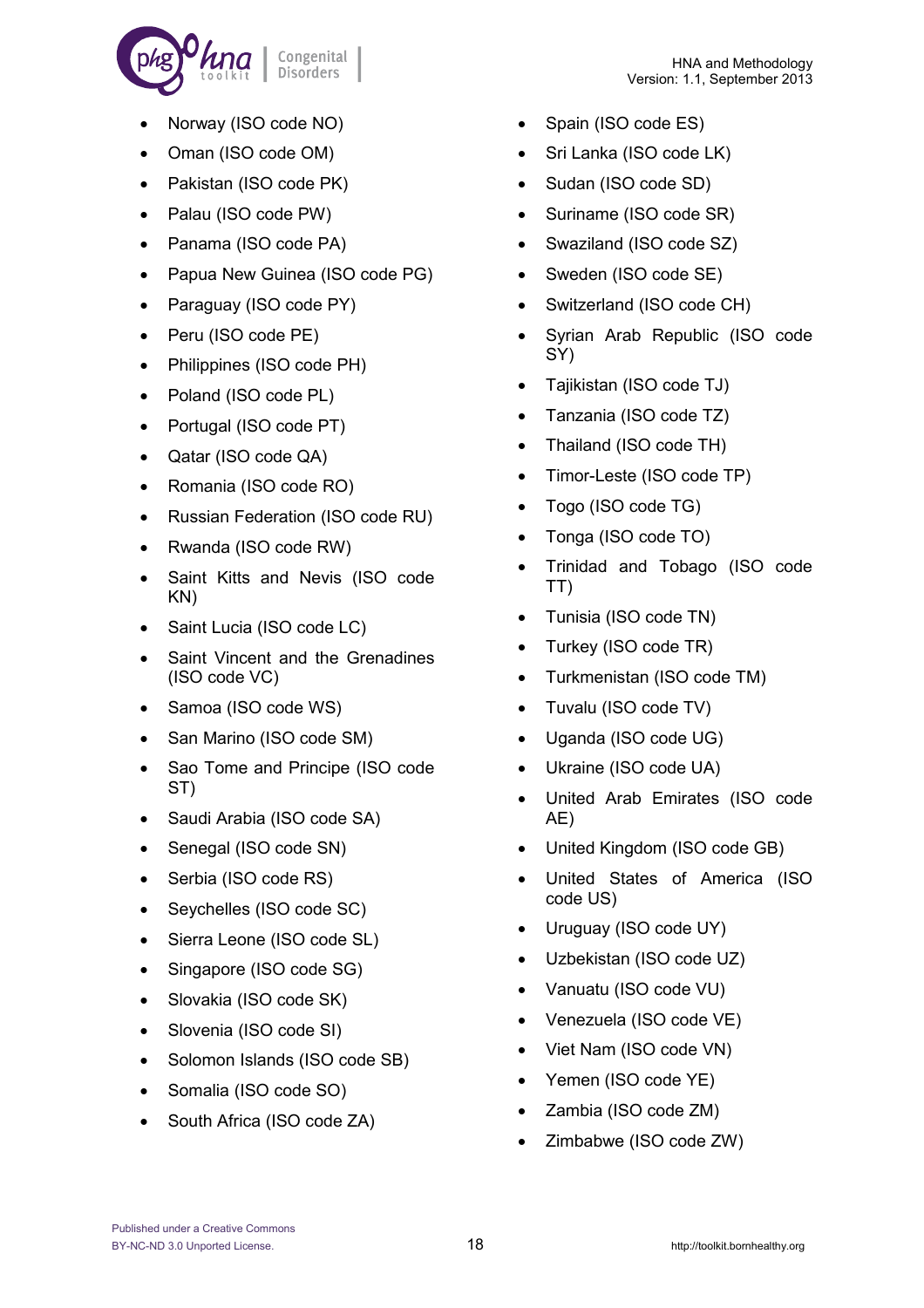- Norway (ISO code NO)
- Oman (ISO code OM)
- Pakistan (ISO code PK)
- Palau (ISO code PW)
- Panama (ISO code PA)
- Papua New Guinea (ISO code PG)
- Paraguay (ISO code PY)
- Peru (ISO code PE)
- Philippines (ISO code PH)
- Poland (ISO code PL)
- Portugal (ISO code PT)
- Qatar (ISO code QA)
- Romania (ISO code RO)
- Russian Federation (ISO code RU)
- Rwanda (ISO code RW)
- Saint Kitts and Nevis (ISO code KN)
- Saint Lucia (ISO code LC)
- Saint Vincent and the Grenadines (ISO code VC)
- Samoa (ISO code WS)
- San Marino (ISO code SM)
- Sao Tome and Principe (ISO code ST)
- Saudi Arabia (ISO code SA)
- Senegal (ISO code SN)
- Serbia (ISO code RS)
- Seychelles (ISO code SC)
- Sierra Leone (ISO code SL)
- Singapore (ISO code SG)
- Slovakia (ISO code SK)
- Slovenia (ISO code SI)
- Solomon Islands (ISO code SB)
- Somalia (ISO code SO)
- South Africa (ISO code ZA)
- Spain (ISO code ES)
- Sri Lanka (ISO code LK)
- Sudan (ISO code SD)
- Suriname (ISO code SR)
- Swaziland (ISO code SZ)
- Sweden (ISO code SE)
- Switzerland (ISO code CH)
- Syrian Arab Republic (ISO code SY)
- Tajikistan (ISO code TJ)
- Tanzania (ISO code TZ)
- Thailand (ISO code TH)
- Timor-Leste (ISO code TP)
- Togo (ISO code TG)
- Tonga (ISO code TO)
- Trinidad and Tobago (ISO code TT)
- Tunisia (ISO code TN)
- Turkey (ISO code TR)
- Turkmenistan (ISO code TM)
- Tuvalu (ISO code TV)
- Uganda (ISO code UG)
- Ukraine (ISO code UA)
- United Arab Emirates (ISO code AE)
- United Kingdom (ISO code GB)
- United States of America (ISO code US)
- Uruguay (ISO code UY)
- Uzbekistan (ISO code UZ)
- Vanuatu (ISO code VU)
- Venezuela (ISO code VE)
- Viet Nam (ISO code VN)
- Yemen (ISO code YE)
- Zambia (ISO code ZM)
- Zimbabwe (ISO code ZW)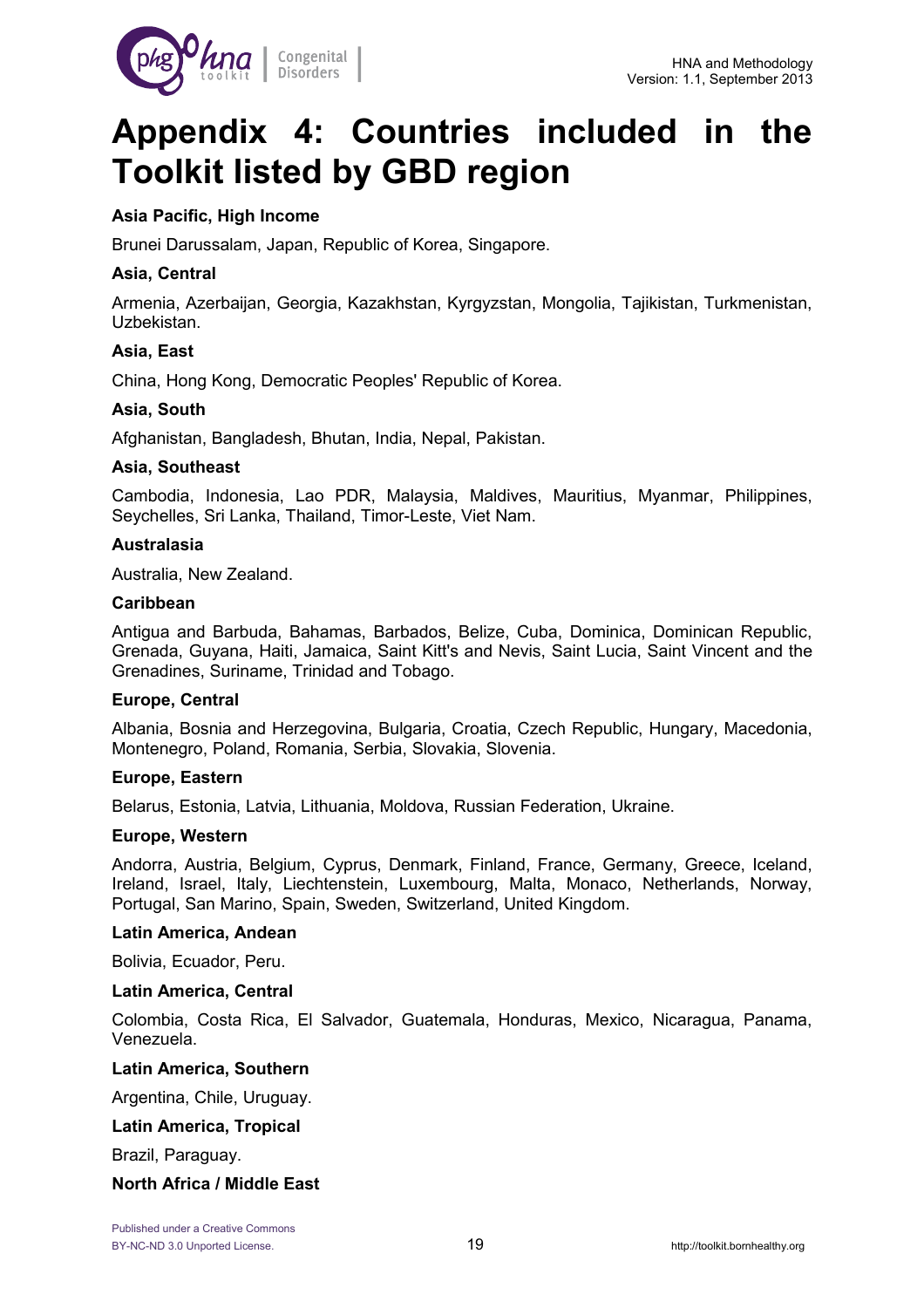# Appendix 4: Countries included in the Toolkit listed by GBD region

**Asia Pacific, High Income**

Brunei Darussalam, Japan, Republic of Korea, Singapore.

**Asia, Central**

Armenia, Azerbaijan, Georgia, Kazakhstan, Kyrgyzstan, Mongolia, Tajikistan, Turkmenistan, Uzbekistan.

**Asia, East**

China, Hong Kong, Democratic Peoples' Republic of Korea.

**Asia, South**

Afghanistan, Bangladesh, Bhutan, India, Nepal, Pakistan.

**Asia, Southeast**

Cambodia, Indonesia, Lao PDR, Malaysia, Maldives, Mauritius, Myanmar, Philippines, Seychelles, Sri Lanka, Thailand, Timor-Leste, Viet Nam.

**Australasia**

Australia, New Zealand.

**Caribbean**

Antigua and Barbuda, Bahamas, Barbados, Belize, Cuba, Dominica, Dominican Republic, Grenada, Guyana, Haiti, Jamaica, Saint Kitt's and Nevis, Saint Lucia, Saint Vincent and the Grenadines, Suriname, Trinidad and Tobago.

**Europe, Central**

Albania, Bosnia and Herzegovina, Bulgaria, Croatia, Czech Republic, Hungary, Macedonia, Montenegro, Poland, Romania, Serbia, Slovakia, Slovenia.

**Europe, Eastern**

Belarus, Estonia, Latvia, Lithuania, Moldova, Russian Federation, Ukraine.

**Europe, Western**

Andorra, Austria, Belgium, Cyprus, Denmark, Finland, France, Germany, Greece, Iceland, Ireland, Israel, Italy, Liechtenstein, Luxembourg, Malta, Monaco, Netherlands, Norway, Portugal, San Marino, Spain, Sweden, Switzerland, United Kingdom.

**Latin America, Andean**

Bolivia, Ecuador, Peru.

**Latin America, Central**

Colombia, Costa Rica, El Salvador, Guatemala, Honduras, Mexico, Nicaragua, Panama, Venezuela.

**Latin America, Southern**

Argentina, Chile, Uruguay.

**Latin America, Tropical**

Brazil, Paraguay.

**North Africa / Middle East**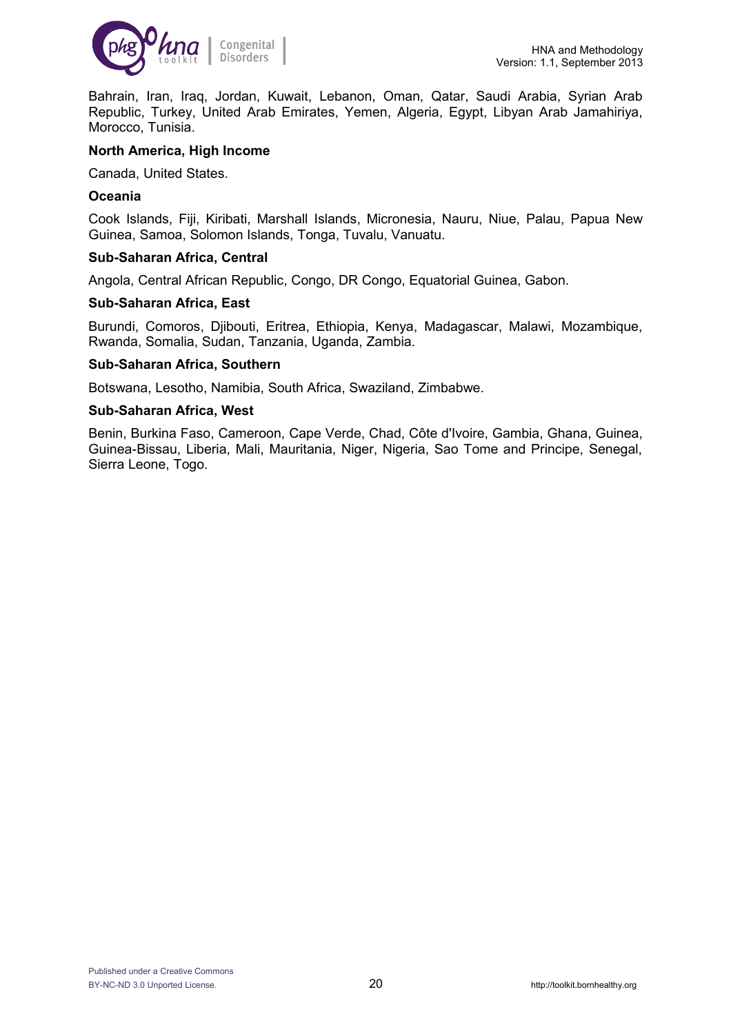Bahrain, Iran, Iraq, Jordan, Kuwait, Lebanon, Oman, Qatar, Saudi Arabia, Syrian Arab Republic, Turkey, United Arab Emirates, Yemen, Algeria, Egypt, Libyan Arab Jamahiriya, Morocco, Tunisia.

**North America, High Income**

Canada, United States.

**Oceania**

Cook Islands, Fiji, Kiribati, Marshall Islands, Micronesia, Nauru, Niue, Palau, Papua New Guinea, Samoa, Solomon Islands, Tonga, Tuvalu, Vanuatu.

**Sub-Saharan Africa, Central**

Angola, Central African Republic, Congo, DR Congo, Equatorial Guinea, Gabon.

**Sub-Saharan Africa, East**

Burundi, Comoros, Djibouti, Eritrea, Ethiopia, Kenya, Madagascar, Malawi, Mozambique, Rwanda, Somalia, Sudan, Tanzania, Uganda, Zambia.

**Sub-Saharan Africa, Southern**

Botswana, Lesotho, Namibia, South Africa, Swaziland, Zimbabwe.

**Sub-Saharan Africa, West**

Benin, Burkina Faso, Cameroon, Cape Verde, Chad, Côte d'Ivoire, Gambia, Ghana, Guinea, Guinea-Bissau, Liberia, Mali, Mauritania, Niger, Nigeria, Sao Tome and Principe, Senegal, Sierra Leone, Togo.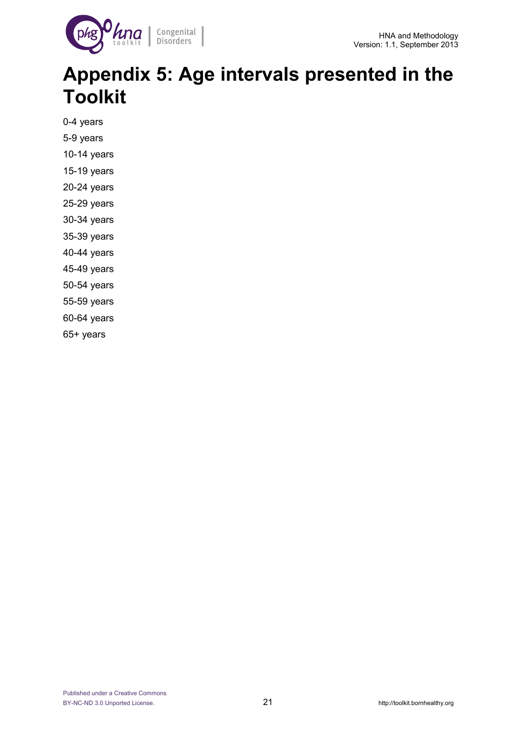# Appendix 5: Age intervals presented in the Toolkit

0-4 years

5-9 years

10-14 years

15-19 years

20-24 years

25-29 years

30-34 years

35-39 years

40-44 years

45-49 years

50-54 years

55-59 years

60-64 years

65+ years